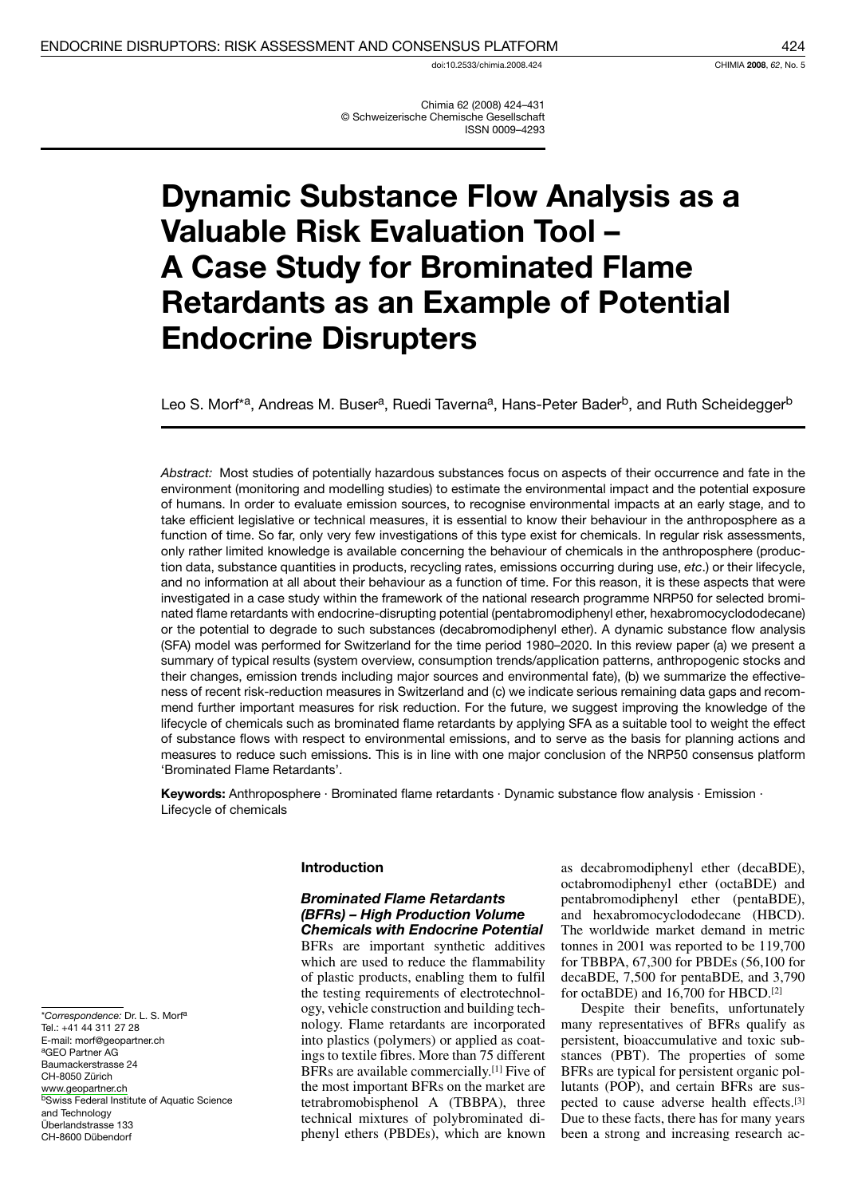Chimia 62 (2008) 424–431
© Schweizerische Chemische Gesellschaft
ISSN 0009–4293

# Dynamic Substance Flow Analysis as a Valuable Risk Evaluation Tool – A Case Study for Brominated Flame Retardants as an Example of Potential Endocrine Disrupters

Leo S. Morf*[a], Andreas M. Buser[a], Ruedi Taverna[a], Hans-Peter Bader[b], and Ruth Scheidegger[b]

*Abstract:* Most studies of potentially hazardous substances focus on aspects of their occurrence and fate in the environment (monitoring and modelling studies) to estimate the environmental impact and the potential exposure of humans. In order to evaluate emission sources, to recognise environmental impacts at an early stage, and to take efficient legislative or technical measures, it is essential to know their behaviour in the anthroposphere as a function of time. So far, only very few investigations of this type exist for chemicals. In regular risk assessments, only rather limited knowledge is available concerning the behaviour of chemicals in the anthroposphere (production data, substance quantities in products, recycling rates, emissions occurring during use, *etc.*) or their lifecycle, and no information at all about their behaviour as a function of time. For this reason, it is these aspects that were investigated in a case study within the framework of the national research programme NRP50 for selected brominated flame retardants with endocrine-disrupting potential (pentabromodiphenyl ether, hexabromocyclododecane) or the potential to degrade to such substances (decabromodiphenyl ether). A dynamic substance flow analysis (SFA) model was performed for Switzerland for the time period 1980–2020. In this review paper (a) we present a summary of typical results (system overview, consumption trends/application patterns, anthropogenic stocks and their changes, emission trends including major sources and environmental fate), (b) we summarize the effectiveness of recent risk-reduction measures in Switzerland and (c) we indicate serious remaining data gaps and recommend further important measures for risk reduction. For the future, we suggest improving the knowledge of the lifecycle of chemicals such as brominated flame retardants by applying SFA as a suitable tool to weight the effect of substance flows with respect to environmental emissions, and to serve as the basis for planning actions and measures to reduce such emissions. This is in line with one major conclusion of the NRP50 consensus platform 'Brominated Flame Retardants'.

**Keywords:** Anthroposphere · Brominated flame retardants · Dynamic substance flow analysis · Emission · Lifecycle of chemicals

## Introduction

### *Brominated Flame Retardants (BFRs) – High Production Volume Chemicals with Endocrine Potential*

BFRs are important synthetic additives which are used to reduce the flammability of plastic products, enabling them to fulfil the testing requirements of electrotechnology, vehicle construction and building technology. Flame retardants are incorporated into plastics (polymers) or applied as coatings to textile fibres. More than 75 different BFRs are available commercially.[1] Five of the most important BFRs on the market are tetrabromobisphenol A (TBBPA), three technical mixtures of polybrominated diphenyl ethers (PBDEs), which are known as decabromodiphenyl ether (decaBDE), octabromodiphenyl ether (octaBDE) and pentabromodiphenyl ether (pentaBDE), and hexabromocyclododecane (HBCD). The worldwide market demand in metric tonnes in 2001 was reported to be 119,700 for TBBPA, 67,300 for PBDEs (56,100 for decaBDE, 7,500 for pentaBDE, and 3,790 for octaBDE) and 16,700 for HBCD.[2]

Despite their benefits, unfortunately many representatives of BFRs qualify as persistent, bioaccumulative and toxic substances (PBT). The properties of some BFRs are typical for persistent organic pollutants (POP), and certain BFRs are suspected to cause adverse health effects.[3] Due to these facts, there has for many years been a strong and increasing research ac-

---

*Correspondence: Dr. L. S. Morf[a]
Tel.: +41 44 311 27 28
E-mail: morf@geopartner.ch
[a]GEO Partner AG
Baumackerstrasse 24
CH-8050 Zürich
www.geopartner.ch
[b]Swiss Federal Institute of Aquatic Science and Technology
Überlandstrasse 133
CH-8600 Dübendorf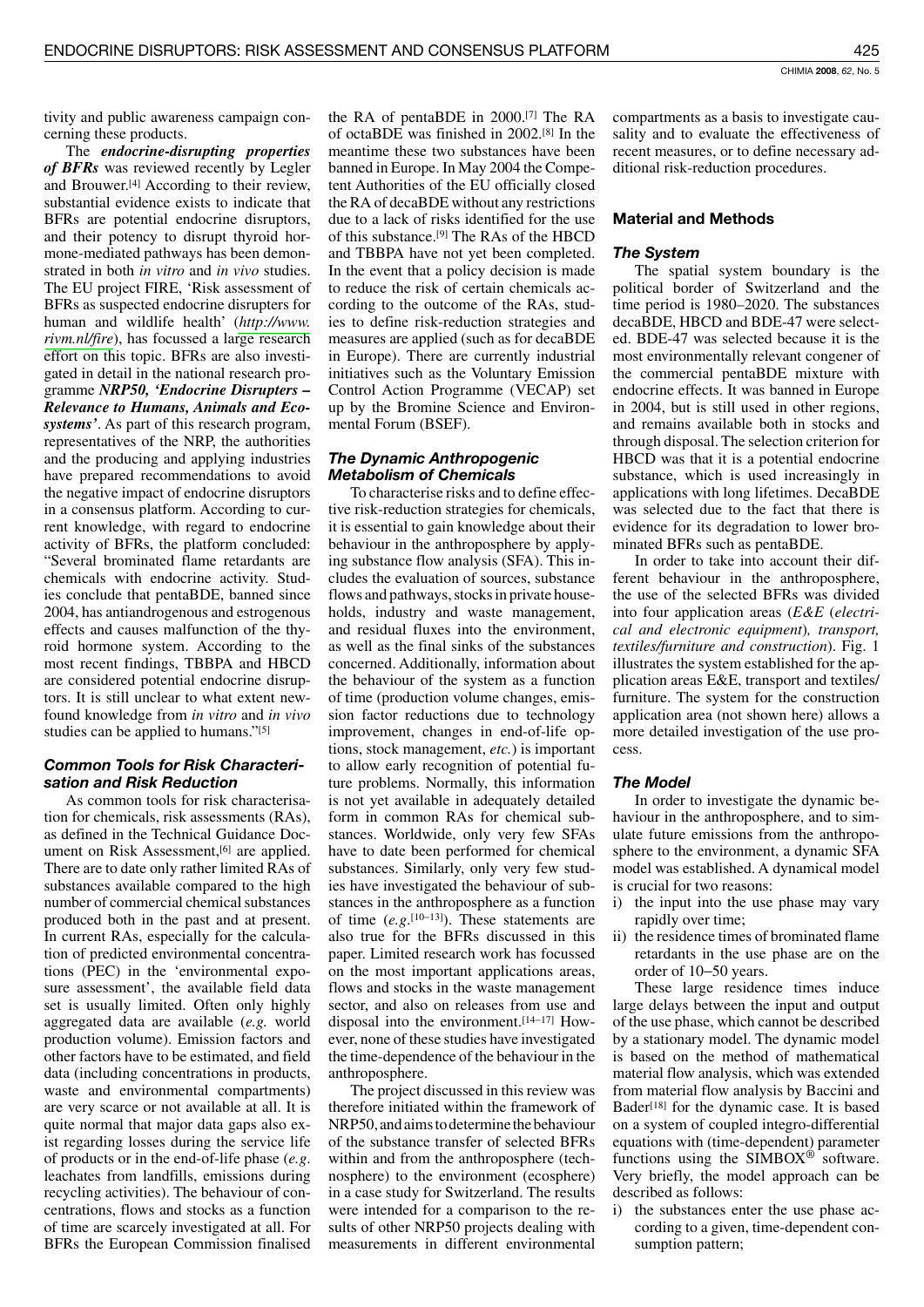tivity and public awareness campaign concerning these products.

The ***endocrine-disrupting properties of BFRs*** was reviewed recently by Legler and Brouwer.[4] According to their review, substantial evidence exists to indicate that BFRs are potential endocrine disruptors, and their potency to disrupt thyroid hormone-mediated pathways has been demonstrated in both *in vitro* and *in vivo* studies. The EU project FIRE, 'Risk assessment of BFRs as suspected endocrine disrupters for human and wildlife health' (*http://www.rivm.nl/fire*), has focussed a large research effort on this topic. BFRs are also investigated in detail in the national research programme ***NRP50, 'Endocrine Disrupters – Relevance to Humans, Animals and Ecosystems'***. As part of this research program, representatives of the NRP, the authorities and the producing and applying industries have prepared recommendations to avoid the negative impact of endocrine disruptors in a consensus platform. According to current knowledge, with regard to endocrine activity of BFRs, the platform concluded: "Several brominated flame retardants are chemicals with endocrine activity. Studies conclude that pentaBDE, banned since 2004, has antiandrogenous and estrogenous effects and causes malfunction of the thyroid hormone system. According to the most recent findings, TBBPA and HBCD are considered potential endocrine disruptors. It is still unclear to what extent newfound knowledge from *in vitro* and *in vivo* studies can be applied to humans."[5]

### Common Tools for Risk Characterisation and Risk Reduction

As common tools for risk characterisation for chemicals, risk assessments (RAs), as defined in the Technical Guidance Document on Risk Assessment,[6] are applied. There are to date only rather limited RAs of substances available compared to the high number of commercial chemical substances produced both in the past and at present. In current RAs, especially for the calculation of predicted environmental concentrations (PEC) in the 'environmental exposure assessment', the available field data set is usually limited. Often only highly aggregated data are available (*e.g.* world production volume). Emission factors and other factors have to be estimated, and field data (including concentrations in products, waste and environmental compartments) are very scarce or not available at all. It is quite normal that major data gaps also exist regarding losses during the service life of products or in the end-of-life phase (*e.g.* leachates from landfills, emissions during recycling activities). The behaviour of concentrations, flows and stocks as a function of time are scarcely investigated at all. For BFRs the European Commission finalised the RA of pentaBDE in 2000.[7] The RA of octaBDE was finished in 2002.[8] In the meantime these two substances have been banned in Europe. In May 2004 the Competent Authorities of the EU officially closed the RA of decaBDE without any restrictions due to a lack of risks identified for the use of this substance.[9] The RAs of the HBCD and TBBPA have not yet been completed. In the event that a policy decision is made to reduce the risk of certain chemicals according to the outcome of the RAs, studies to define risk-reduction strategies and measures are applied (such as for decaBDE in Europe). There are currently industrial initiatives such as the Voluntary Emission Control Action Programme (VECAP) set up by the Bromine Science and Environmental Forum (BSEF).

### The Dynamic Anthropogenic Metabolism of Chemicals

To characterise risks and to define effective risk-reduction strategies for chemicals, it is essential to gain knowledge about their behaviour in the anthroposphere by applying substance flow analysis (SFA). This includes the evaluation of sources, substance flows and pathways, stocks in private households, industry and waste management, and residual fluxes into the environment, as well as the final sinks of the substances concerned. Additionally, information about the behaviour of the system as a function of time (production volume changes, emission factor reductions due to technology improvement, changes in end-of-life options, stock management, *etc.*) is important to allow early recognition of potential future problems. Normally, this information is not yet available in adequately detailed form in common RAs for chemical substances. Worldwide, only very few SFAs have to date been performed for chemical substances. Similarly, only very few studies have investigated the behaviour of substances in the anthroposphere as a function of time (*e.g.*[10–13]). These statements are also true for the BFRs discussed in this paper. Limited research work has focussed on the most important applications areas, flows and stocks in the waste management sector, and also on releases from use and disposal into the environment.[14–17] However, none of these studies have investigated the time-dependence of the behaviour in the anthroposphere.

The project discussed in this review was therefore initiated within the framework of NRP50, and aims to determine the behaviour of the substance transfer of selected BFRs within and from the anthroposphere (technosphere) to the environment (ecosphere) in a case study for Switzerland. The results were intended for a comparison to the results of other NRP50 projects dealing with measurements in different environmental compartments as a basis to investigate causality and to evaluate the effectiveness of recent measures, or to define necessary additional risk-reduction procedures.

## Material and Methods

### The System

The spatial system boundary is the political border of Switzerland and the time period is 1980–2020. The substances decaBDE, HBCD and BDE-47 were selected. BDE-47 was selected because it is the most environmentally relevant congener of the commercial pentaBDE mixture with endocrine effects. It was banned in Europe in 2004, but is still used in other regions, and remains available both in stocks and through disposal. The selection criterion for HBCD was that it is a potential endocrine substance, which is used increasingly in applications with long lifetimes. DecaBDE was selected due to the fact that there is evidence for its degradation to lower brominated BFRs such as pentaBDE.

In order to take into account their different behaviour in the anthroposphere, the use of the selected BFRs was divided into four application areas (*E&E (electrical and electronic equipment), transport, textiles/furniture and construction*). Fig. 1 illustrates the system established for the application areas E&E, transport and textiles/furniture. The system for the construction application area (not shown here) allows a more detailed investigation of the use process.

### The Model

In order to investigate the dynamic behaviour in the anthroposphere, and to simulate future emissions from the anthroposphere to the environment, a dynamic SFA model was established. A dynamical model is crucial for two reasons:

i) the input into the use phase may vary rapidly over time;
ii) the residence times of brominated flame retardants in the use phase are on the order of 10–50 years.

These large residence times induce large delays between the input and output of the use phase, which cannot be described by a stationary model. The dynamic model is based on the method of mathematical material flow analysis, which was extended from material flow analysis by Baccini and Bader[18] for the dynamic case. It is based on a system of coupled integro-differential equations with (time-dependent) parameter functions using the SIMBOX® software. Very briefly, the model approach can be described as follows:

i) the substances enter the use phase according to a given, time-dependent consumption pattern;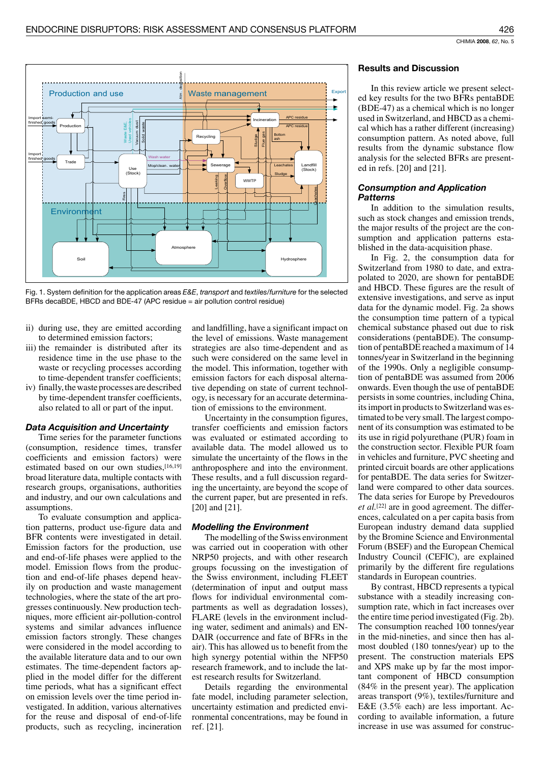Production and use

Waste management

Environment

Import semi-finished goods

Production

Import finished goods

Trade

Use (Stock)

Atm. deposition

Waste E&E, Used vehicles

Vacuum dust

Solid waste

Wash water

Mop/clean. water

Fires

Incineration

Recycling

Sewerage

WWTP

Landfill (Stock)

APC residue

APC residue

Bottom ash

Sludge

Flue gas

Leachates

Sludge

Leaking

Overflow

Leachates

Export

Soil

Atmosphere

Hydrosphere

Fig. 1. System definition for the application areas *E&E*, *transport* and *textiles/furniture* for the selected BFRs decaBDE, HBCD and BDE-47 (APC residue = air pollution control residue)

ii) during use, they are emitted according to determined emission factors;
iii) the remainder is distributed after its residence time in the use phase to the waste or recycling processes according to time-dependent transfer coefficients;
iv) finally, the waste processes are described by time-dependent transfer coefficients, also related to all or part of the input.

### *Data Acquisition and Uncertainty*

Time series for the parameter functions (consumption, residence times, transfer coefficients and emission factors) were estimated based on our own studies,[16,19] broad literature data, multiple contacts with research groups, organisations, authorities and industry, and our own calculations and assumptions.

To evaluate consumption and application patterns, product use-figure data and BFR contents were investigated in detail. Emission factors for the production, use and end-of-life phases were applied to the model. Emission flows from the production and end-of-life phases depend heavily on production and waste management technologies, where the state of the art progresses continuously. New production techniques, more efficient air-pollution-control systems and similar advances influence emission factors strongly. These changes were considered in the model according to the available literature data and to our own estimates. The time-dependent factors applied in the model differ for the different time periods, what has a significant effect on emission levels over the time period investigated. In addition, various alternatives for the reuse and disposal of end-of-life products, such as recycling, incineration and landfilling, have a significant impact on the level of emissions. Waste management strategies are also time-dependent and as such were considered on the same level in the model. This information, together with emission factors for each disposal alternative depending on state of current technology, is necessary for an accurate determination of emissions to the environment.

Uncertainty in the consumption figures, transfer coefficients and emission factors was evaluated or estimated according to available data. The model allowed us to simulate the uncertainty of the flows in the anthroposphere and into the environment. These results, and a full discussion regarding the uncertainty, are beyond the scope of the current paper, but are presented in refs. [20] and [21].

### *Modelling the Environment*

The modelling of the Swiss environment was carried out in cooperation with other NRP50 projects, and with other research groups focussing on the investigation of the Swiss environment, including FLEET (determination of input and output mass flows for individual environmental compartments as well as degradation losses), FLARE (levels in the environment including water, sediment and animals) and ENDAIR (occurrence and fate of BFRs in the air). This has allowed us to benefit from the high synergy potential within the NFP50 research framework, and to include the latest research results for Switzerland.

Details regarding the environmental fate model, including parameter selection, uncertainty estimation and predicted environmental concentrations, may be found in ref. [21].

## Results and Discussion

In this review article we present selected key results for the two BFRs pentaBDE (BDE-47) as a chemical which is no longer used in Switzerland, and HBCD as a chemical which has a rather different (increasing) consumption pattern. As noted above, full results from the dynamic substance flow analysis for the selected BFRs are presented in refs. [20] and [21].

### *Consumption and Application Patterns*

In addition to the simulation results, such as stock changes and emission trends, the major results of the project are the consumption and application patterns established in the data-acquisition phase.

In Fig. 2, the consumption data for Switzerland from 1980 to date, and extrapolated to 2020, are shown for pentaBDE and HBCD. These figures are the result of extensive investigations, and serve as input data for the dynamic model. Fig. 2a shows the consumption time pattern of a typical chemical substance phased out due to risk considerations (pentaBDE). The consumption of pentaBDE reached a maximum of 14 tonnes/year in Switzerland in the beginning of the 1990s. Only a negligible consumption of pentaBDE was assumed from 2006 onwards. Even though the use of pentaBDE persists in some countries, including China, its import in products to Switzerland was estimated to be very small. The largest component of its consumption was estimated to be its use in rigid polyurethane (PUR) foam in the construction sector. Flexible PUR foam in vehicles and furniture, PVC sheeting and printed circuit boards are other applications for pentaBDE. The data series for Switzerland were compared to other data sources. The data series for Europe by Prevedouros *et al.*[22] are in good agreement. The differences, calculated on a per capita basis from European industry demand data supplied by the Bromine Science and Environmental Forum (BSEF) and the European Chemical Industry Council (CEFIC), are explained primarily by the different fire regulations standards in European countries.

By contrast, HBCD represents a typical substance with a steadily increasing consumption rate, which in fact increases over the entire time period investigated (Fig. 2b). The consumption reached 100 tonnes/year in the mid-nineties, and since then has almost doubled (180 tonnes/year) up to the present. The construction materials EPS and XPS make up by far the most important component of HBCD consumption (84% in the present year). The application areas transport (9%), textiles/furniture and E&E (3.5% each) are less important. According to available information, a future increase in use was assumed for construc-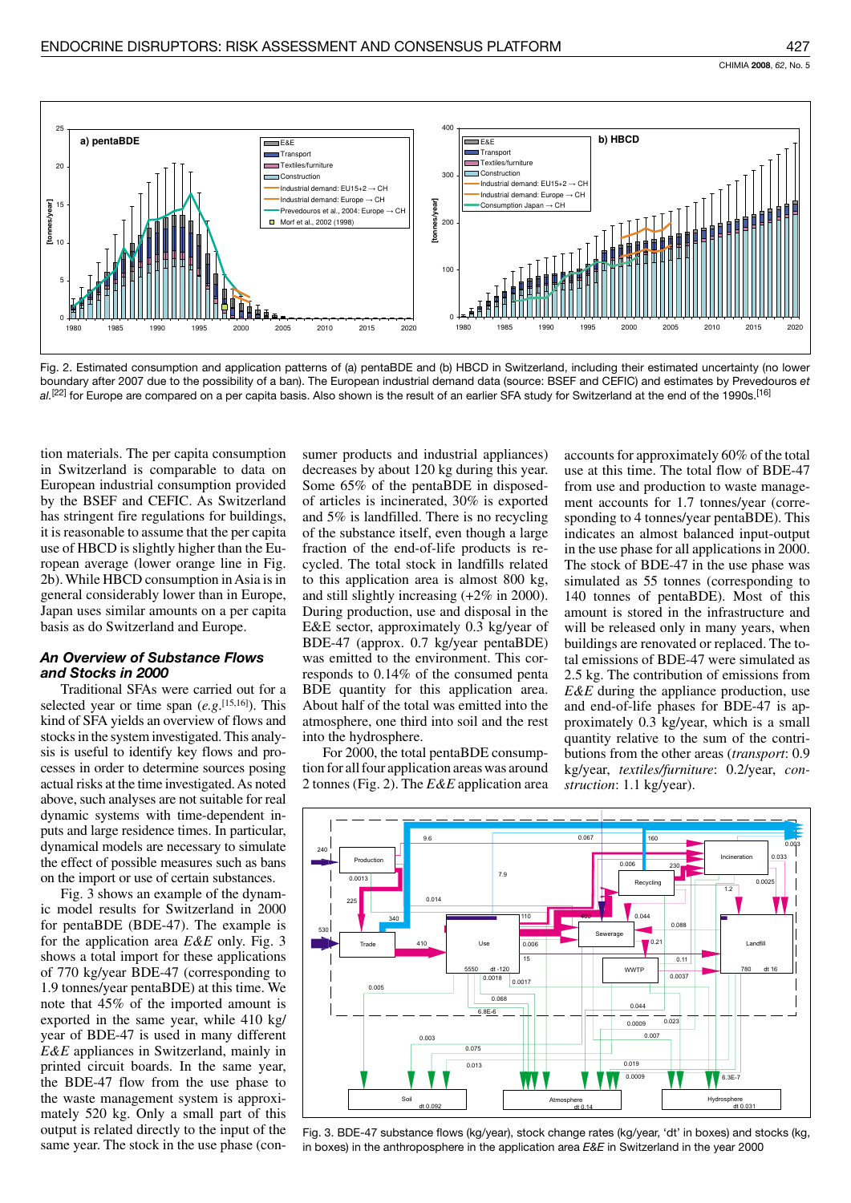a) pentaBDE

[tonnes/year]

25
20
15
10
5
0

1980 1985 1990 1995 2000 2005 2010 2015 2020

E&E
Transport
Textiles/furniture
Construction
Industrial demand: EU15+2 → CH
Industrial demand: Europe → CH
Prevedouros et al., 2004: Europe → CH
Morf et al., 2002 (1998)

b) HBCD

[tonnes/year]

400
300
200
100
0

1980 1985 1990 1995 2000 2005 2010 2015 2020

E&E
Transport
Textiles/furniture
Construction
Industrial demand: EU15+2 → CH
Industrial demand: Europe → CH
Consumption Japan → CH

Fig. 2. Estimated consumption and application patterns of (a) pentaBDE and (b) HBCD in Switzerland, including their estimated uncertainty (no lower boundary after 2007 due to the possibility of a ban). The European industrial demand data (source: BSEF and CEFIC) and estimates by Prevedouros *et al.*[22] for Europe are compared on a per capita basis. Also shown is the result of an earlier SFA study for Switzerland at the end of the 1990s.[16]

tion materials. The per capita consumption in Switzerland is comparable to data on European industrial consumption provided by the BSEF and CEFIC. As Switzerland has stringent fire regulations for buildings, it is reasonable to assume that the per capita use of HBCD is slightly higher than the European average (lower orange line in Fig. 2b). While HBCD consumption in Asia is in general considerably lower than in Europe, Japan uses similar amounts on a per capita basis as do Switzerland and Europe.

### An Overview of Substance Flows and Stocks in 2000

Traditional SFAs were carried out for a selected year or time span (*e.g.*[15,16]). This kind of SFA yields an overview of flows and stocks in the system investigated. This analysis is useful to identify key flows and processes in order to determine sources posing actual risks at the time investigated. As noted above, such analyses are not suitable for real dynamic systems with time-dependent inputs and large residence times. In particular, dynamical models are necessary to simulate the effect of possible measures such as bans on the import or use of certain substances.

Fig. 3 shows an example of the dynamic model results for Switzerland in 2000 for pentaBDE (BDE-47). The example is for the application area *E&E* only. Fig. 3 shows a total import for these applications of 770 kg/year BDE-47 (corresponding to 1.9 tonnes/year pentaBDE) at this time. We note that 45% of the imported amount is exported in the same year, while 410 kg/year of BDE-47 is used in many different *E&E* appliances in Switzerland, mainly in printed circuit boards. In the same year, the BDE-47 flow from the use phase to the waste management system is approximately 520 kg. Only a small part of this output is related directly to the input of the same year. The stock in the use phase (consumer products and industrial appliances) decreases by about 120 kg during this year. Some 65% of the pentaBDE in disposed-of articles is incinerated, 30% is exported and 5% is landfilled. There is no recycling of the substance itself, even though a large fraction of the end-of-life products is recycled. The total stock in landfills related to this application area is almost 800 kg, and still slightly increasing (+2% in 2000). During production, use and disposal in the E&E sector, approximately 0.3 kg/year of BDE-47 (approx. 0.7 kg/year pentaBDE) was emitted to the environment. This corresponds to 0.14% of the consumed penta BDE quantity for this application area. About half of the total was emitted into the atmosphere, one third into soil and the rest into the hydrosphere.

For 2000, the total pentaBDE consumption for all four application areas was around 2 tonnes (Fig. 2). The *E&E* application area accounts for approximately 60% of the total use at this time. The total flow of BDE-47 from use and production to waste management accounts for 1.7 tonnes/year (corresponding to 4 tonnes/year pentaBDE). This indicates an almost balanced input-output in the use phase for all applications in 2000. The stock of BDE-47 in the use phase was simulated as 55 tonnes (corresponding to 140 tonnes of pentaBDE). Most of this amount is stored in the infrastructure and will be released only in many years, when buildings are renovated or replaced. The total emissions of BDE-47 were simulated as 2.5 kg. The contribution of emissions from *E&E* during the appliance production, use and end-of-life phases for BDE-47 is approximately 0.3 kg/year, which is a small quantity relative to the sum of the contributions from the other areas (*transport*: 0.9 kg/year, *textiles/furniture*: 0.2/year, *construction*: 1.1 kg/year).

Production
Trade
Use
Recycling
Sewerage
WWTP
Incineration
Landfill
Soil
Atmosphere
Hydrosphere

240
530
9.6
0.067
160
0.003
0.0013
7.9
0.006
230
0.033
0.0025
1.2
225
0.014
340
110
480
0.044
0.088
410
0.006
0.21
15
0.11
5550 dt -120
780 dt 16
0.0018
0.0017
0.0037
0.005
0.068
6.8E-6
0.044
0.0009
0.023
0.003
0.007
0.075
0.013
0.019
0.0009
6.3E-7
dt 0.092
dt 0.14
dt 0.031

Fig. 3. BDE-47 substance flows (kg/year), stock change rates (kg/year, 'dt' in boxes) and stocks (kg, in boxes) in the anthroposphere in the application area *E&E* in Switzerland in the year 2000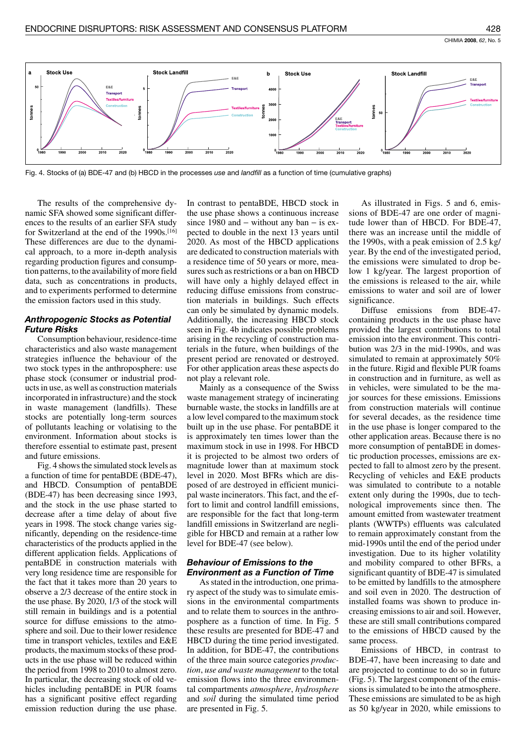Fig. 4. Stocks of (a) BDE-47 and (b) HBCD in the processes *use* and *landfill* as a function of time (cumulative graphs)

The results of the comprehensive dynamic SFA showed some significant differences to the results of an earlier SFA study for Switzerland at the end of the 1990s.[16] These differences are due to the dynamical approach, to a more in-depth analysis regarding production figures and consumption patterns, to the availability of more field data, such as concentrations in products, and to experiments performed to determine the emission factors used in this study.

### Anthropogenic Stocks as Potential Future Risks

Consumption behaviour, residence-time characteristics and also waste management strategies influence the behaviour of the two stock types in the anthroposphere: use phase stock (consumer or industrial products in use, as well as construction materials incorporated in infrastructure) and the stock in waste management (landfills). These stocks are potentially long-term sources of pollutants leaching or volatising to the environment. Information about stocks is therefore essential to estimate past, present and future emissions.

Fig. 4 shows the simulated stock levels as a function of time for pentaBDE (BDE-47), and HBCD. Consumption of pentaBDE (BDE-47) has been decreasing since 1993, and the stock in the use phase started to decrease after a time delay of about five years in 1998. The stock change varies significantly, depending on the residence-time characteristics of the products applied in the different application fields. Applications of pentaBDE in construction materials with very long residence time are responsible for the fact that it takes more than 20 years to observe a 2/3 decrease of the entire stock in the use phase. By 2020, 1/3 of the stock will still remain in buildings and is a potential source for diffuse emissions to the atmosphere and soil. Due to their lower residence time in transport vehicles, textiles and E&E products, the maximum stocks of these products in the use phase will be reduced within the period from 1998 to 2010 to almost zero. In particular, the decreasing stock of old vehicles including pentaBDE in PUR foams has a significant positive effect regarding emission reduction during the use phase. In contrast to pentaBDE, HBCD stock in the use phase shows a continuous increase since 1980 and – without any ban – is expected to double in the next 13 years until 2020. As most of the HBCD applications are dedicated to construction materials with a residence time of 50 years or more, measures such as restrictions or a ban on HBCD will have only a highly delayed effect in reducing diffuse emissions from construction materials in buildings. Such effects can only be simulated by dynamic models. Additionally, the increasing HBCD stock seen in Fig. 4b indicates possible problems arising in the recycling of construction materials in the future, when buildings of the present period are renovated or destroyed. For other application areas these aspects do not play a relevant role.

Mainly as a consequence of the Swiss waste management strategy of incinerating burnable waste, the stocks in landfills are at a low level compared to the maximum stock built up in the use phase. For pentaBDE it is approximately ten times lower than the maximum stock in use in 1998. For HBCD it is projected to be almost two orders of magnitude lower than at maximum stock level in 2020. Most BFRs which are disposed of are destroyed in efficient municipal waste incinerators. This fact, and the effort to limit and control landfill emissions, are responsible for the fact that long-term landfill emissions in Switzerland are negligible for HBCD and remain at a rather low level for BDE-47 (see below).

### Behaviour of Emissions to the Environment as a Function of Time

As stated in the introduction, one primary aspect of the study was to simulate emissions in the environmental compartments and to relate them to sources in the anthroposphere as a function of time. In Fig. 5 these results are presented for BDE-47 and HBCD during the time period investigated. In addition, for BDE-47, the contributions of the three main source categories *production*, *use and waste management* to the total emission flows into the three environmental compartments *atmosphere*, *hydrosphere* and *soil* during the simulated time period are presented in Fig. 5.

As illustrated in Figs. 5 and 6, emissions of BDE-47 are one order of magnitude lower than of HBCD. For BDE-47, there was an increase until the middle of the 1990s, with a peak emission of 2.5 kg/year. By the end of the investigated period, the emissions were simulated to drop below 1 kg/year. The largest proportion of the emissions is released to the air, while emissions to water and soil are of lower significance.

Diffuse emissions from BDE-47-containing products in the use phase have provided the largest contributions to total emission into the environment. This contribution was 2/3 in the mid-1990s, and was simulated to remain at approximately 50% in the future. Rigid and flexible PUR foams in construction and in furniture, as well as in vehicles, were simulated to be the major sources for these emissions. Emissions from construction materials will continue for several decades, as the residence time in the use phase is longer compared to the other application areas. Because there is no more consumption of pentaBDE in domestic production processes, emissions are expected to fall to almost zero by the present. Recycling of vehicles and E&E products was simulated to contribute to a notable extent only during the 1990s, due to technological improvements since then. The amount emitted from wastewater treatment plants (WWTPs) effluents was calculated to remain approximately constant from the mid-1990s until the end of the period under investigation. Due to its higher volatility and mobility compared to other BFRs, a significant quantity of BDE-47 is simulated to be emitted by landfills to the atmosphere and soil even in 2020. The destruction of installed foams was shown to produce increasing emissions to air and soil. However, these are still small contributions compared to the emissions of HBCD caused by the same process.

Emissions of HBCD, in contrast to BDE-47, have been increasing to date and are projected to continue to do so in future (Fig. 5). The largest component of the emissions is simulated to be into the atmosphere. These emissions are simulated to be as high as 50 kg/year in 2020, while emissions to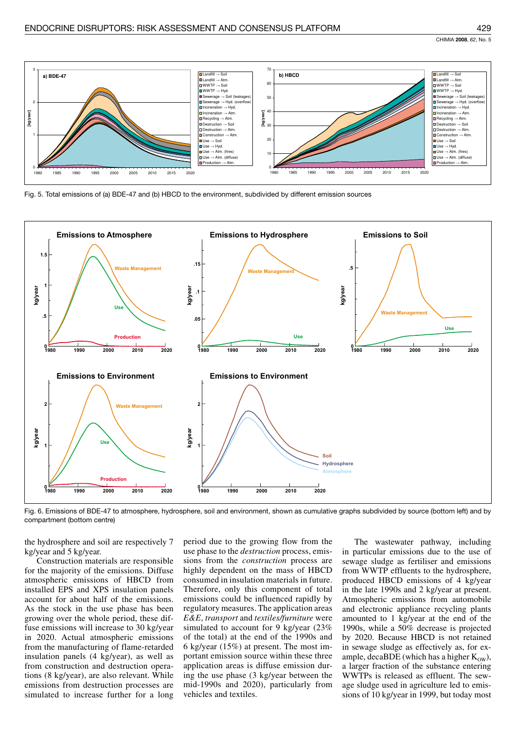a) BDE-47

[kg/year]

3
2
1
0

1980 1985 1990 1995 2000 2005 2010 2015 2020

Landfill → Soil
Landfill → Atm.
WWTP → Soil
WWTP → Hyd.
Sewerage → Soil (leakages)
Sewerage → Hyd. (overflow)
Incineration → Hyd.
Incineration → Atm.
Recycling → Atm.
Destruction → Soil
Destruction → Atm.
Construction → Atm.
Use → Soil
Use → Hyd.
Use → Atm. (fires)
Use → Atm. (diffuse)
Production → Atm.

b) HBCD

[kg/year]

70
60
50
40
30
20
10
0

1980 1985 1990 1995 2000 2005 2010 2015 2020

Landfill → Soil
Landfill → Atm.
WWTP → Soil
WWTP → Hyd.
Sewerage → Soil (leakages)
Sewerage → Hyd. (overflow)
Incineration → Hyd.
Incineration → Atm.
Recycling → Atm.
Destruction → Soil
Destruction → Atm.
Construction → Atm.
Use → Soil
Use → Hyd.
Use → Atm. (fires)
Use → Atm. (diffuse)
Production → Atm.

Fig. 5. Total emissions of (a) BDE-47 and (b) HBCD to the environment, subdivided by different emission sources

Emissions to Atmosphere

kg/year

1.5
1
.5
0

1980 1990 2000 2010 2020

Waste Management
Use
Production

Emissions to Hydrosphere

kg/year

.15
.1
.05
0

1980 1990 2000 2010 2020

Waste Management
Use

Emissions to Soil

kg/year

.5
0

1980 1990 2000 2010 2020

Waste Management
Use

Emissions to Environment

kg/year

2
1
0

1980 1990 2000 2010 2020

Waste Management
Use
Production

Emissions to Environment

kg/year

2
1
0

1980 1990 2000 2010 2020

Soil
Hydrosphere
Atmosphere

Fig. 6. Emissions of BDE-47 to atmosphere, hydrosphere, soil and environment, shown as cumulative graphs subdivided by source (bottom left) and by compartment (bottom centre)

the hydrosphere and soil are respectively 7 kg/year and 5 kg/year.

Construction materials are responsible for the majority of the emissions. Diffuse atmospheric emissions of HBCD from installed EPS and XPS insulation panels account for about half of the emissions. As the stock in the use phase has been growing over the whole period, these diffuse emissions will increase to 30 kg/year in 2020. Actual atmospheric emissions from the manufacturing of flame-retarded insulation panels (4 kg/year), as well as from construction and destruction operations (8 kg/year), are also relevant. While emissions from destruction processes are simulated to increase further for a long period due to the growing flow from the use phase to the *destruction* process, emissions from the *construction* process are highly dependent on the mass of HBCD consumed in insulation materials in future. Therefore, only this component of total emissions could be influenced rapidly by regulatory measures. The application areas *E&E*, *transport* and *textiles/furniture* were simulated to account for 9 kg/year (23% of the total) at the end of the 1990s and 6 kg/year (15%) at present. The most important emission source within these three application areas is diffuse emission during the use phase (3 kg/year between the mid-1990s and 2020), particularly from vehicles and textiles.

The wastewater pathway, including in particular emissions due to the use of sewage sludge as fertiliser and emissions from WWTP effluents to the hydrosphere, produced HBCD emissions of 4 kg/year in the late 1990s and 2 kg/year at present. Atmospheric emissions from automobile and electronic appliance recycling plants amounted to 1 kg/year at the end of the 1990s, while a 50% decrease is projected by 2020. Because HBCD is not retained in sewage sludge as effectively as, for example, decaBDE (which has a higher $K_{OW}$), a larger fraction of the substance entering WWTPs is released as effluent. The sewage sludge used in agriculture led to emissions of 10 kg/year in 1999, but today most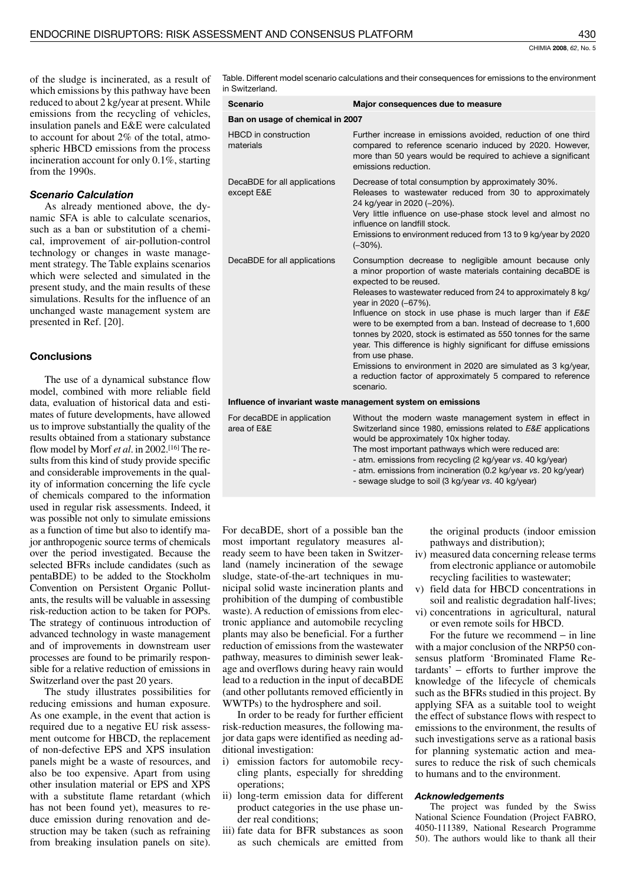of the sludge is incinerated, as a result of which emissions by this pathway have been reduced to about 2 kg/year at present. While emissions from the recycling of vehicles, insulation panels and E&E were calculated to account for about 2% of the total, atmospheric HBCD emissions from the process incineration account for only 0.1%, starting from the 1990s.

### *Scenario Calculation*

As already mentioned above, the dynamic SFA is able to calculate scenarios, such as a ban or substitution of a chemical, improvement of air-pollution-control technology or changes in waste management strategy. The Table explains scenarios which were selected and simulated in the present study, and the main results of these simulations. Results for the influence of an unchanged waste management system are presented in Ref. [20].

Table. Different model scenario calculations and their consequences for emissions to the environment in Switzerland.

| Scenario | Major consequences due to measure |
|---|---|
| **Ban on usage of chemical in 2007** | |
| HBCD in construction materials | Further increase in emissions avoided, reduction of one third compared to reference scenario induced by 2020. However, more than 50 years would be required to achieve a significant emissions reduction. |
| DecaBDE for all applications except E&E | Decrease of total consumption by approximately 30%. Releases to wastewater reduced from 30 to approximately 24 kg/year in 2020 (–20%). Very little influence on use-phase stock level and almost no influence on landfill stock. Emissions to environment reduced from 13 to 9 kg/year by 2020 (–30%). |
| DecaBDE for all applications | Consumption decrease to negligible amount because only a minor proportion of waste materials containing decaBDE is expected to be reused. Releases to wastewater reduced from 24 to approximately 8 kg/year in 2020 (–67%). Influence on stock in use phase is much larger than if *E&E* were to be exempted from a ban. Instead of decrease to 1,600 tonnes by 2020, stock is estimated as 550 tonnes for the same year. This difference is highly significant for diffuse emissions from use phase. Emissions to environment in 2020 are simulated as 3 kg/year, a reduction factor of approximately 5 compared to reference scenario. |
| **Influence of invariant waste management system on emissions** | |
| For decaBDE in application area of E&E | Without the modern waste management system in effect in Switzerland since 1980, emissions related to *E&E* applications would be approximately 10x higher today. The most important pathways which were reduced are: - atm. emissions from recycling (2 kg/year *vs*. 40 kg/year) - atm. emissions from incineration (0.2 kg/year *vs*. 20 kg/year) - sewage sludge to soil (3 kg/year *vs*. 40 kg/year) |

## Conclusions

The use of a dynamical substance flow model, combined with more reliable field data, evaluation of historical data and estimates of future developments, have allowed us to improve substantially the quality of the results obtained from a stationary substance flow model by Morf *et al*. in 2002.[16] The results from this kind of study provide specific and considerable improvements in the quality of information concerning the life cycle of chemicals compared to the information used in regular risk assessments. Indeed, it was possible not only to simulate emissions as a function of time but also to identify major anthropogenic source terms of chemicals over the period investigated. Because the selected BFRs include candidates (such as pentaBDE) to be added to the Stockholm Convention on Persistent Organic Pollutants, the results will be valuable in assessing risk-reduction action to be taken for POPs. The strategy of continuous introduction of advanced technology in waste management and of improvements in downstream user processes are found to be primarily responsible for a relative reduction of emissions in Switzerland over the past 20 years.

The study illustrates possibilities for reducing emissions and human exposure. As one example, in the event that action is required due to a negative EU risk assessment outcome for HBCD, the replacement of non-defective EPS and XPS insulation panels might be a waste of resources, and also be too expensive. Apart from using other insulation material or EPS and XPS with a substitute flame retardant (which has not been found yet), measures to reduce emission during renovation and destruction may be taken (such as refraining from breaking insulation panels on site). For decaBDE, short of a possible ban the most important regulatory measures already seem to have been taken in Switzerland (namely incineration of the sewage sludge, state-of-the-art techniques in municipal solid waste incineration plants and prohibition of the dumping of combustible waste). A reduction of emissions from electronic appliance and automobile recycling plants may also be beneficial. For a further reduction of emissions from the wastewater pathway, measures to diminish sewer leakage and overflows during heavy rain would lead to a reduction in the input of decaBDE (and other pollutants removed efficiently in WWTPs) to the hydrosphere and soil.

In order to be ready for further efficient risk-reduction measures, the following major data gaps were identified as needing additional investigation:

i) emission factors for automobile recycling plants, especially for shredding operations;
ii) long-term emission data for different product categories in the use phase under real conditions;
iii) fate data for BFR substances as soon as such chemicals are emitted from the original products (indoor emission pathways and distribution);
iv) measured data concerning release terms from electronic appliance or automobile recycling facilities to wastewater;
v) field data for HBCD concentrations in soil and realistic degradation half-lives;
vi) concentrations in agricultural, natural or even remote soils for HBCD.

For the future we recommend – in line with a major conclusion of the NRP50 consensus platform 'Brominated Flame Retardants' – efforts to further improve the knowledge of the lifecycle of chemicals such as the BFRs studied in this project. By applying SFA as a suitable tool to weight the effect of substance flows with respect to emissions to the environment, the results of such investigations serve as a rational basis for planning systematic action and measures to reduce the risk of such chemicals to humans and to the environment.

#### *Acknowledgements*

The project was funded by the Swiss National Science Foundation (Project FABRO, 4050-111389, National Research Programme 50). The authors would like to thank all their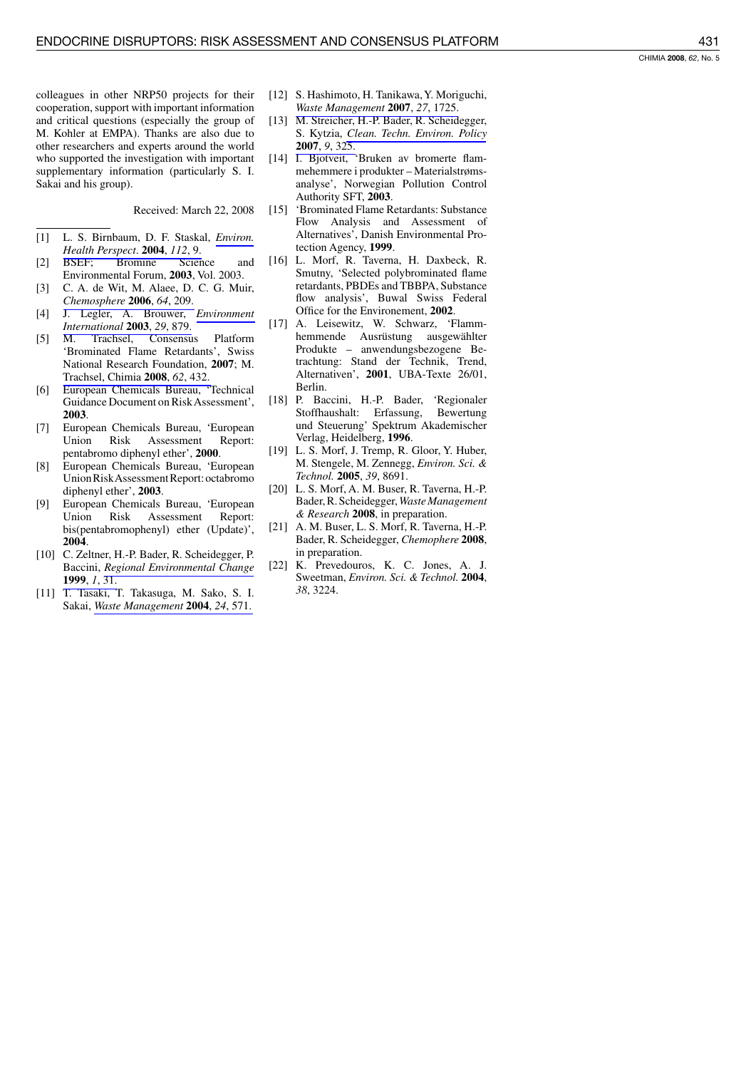colleagues in other NRP50 projects for their cooperation, support with important information and critical questions (especially the group of M. Kohler at EMPA). Thanks are also due to other researchers and experts around the world who supported the investigation with important supplementary information (particularly S. I. Sakai and his group).

Received: March 22, 2008

[1] L. S. Birnbaum, D. F. Staskal, *Environ. Health Perspect*. **2004**, *112*, 9.

[2] BSEF; Bromine Science and Environmental Forum, **2003**, Vol. 2003.

[3] C. A. de Wit, M. Alaee, D. C. G. Muir, *Chemosphere* **2006**, *64*, 209.

[4] J. Legler, A. Brouwer, *Environment International* **2003**, *29*, 879.

[5] M. Trachsel, Consensus Platform 'Brominated Flame Retardants', Swiss National Research Foundation, **2007**; M. Trachsel, Chimia **2008**, *62*, 432.

[6] European Chemicals Bureau, 'Technical Guidance Document on Risk Assessment', **2003**.

[7] European Chemicals Bureau, 'European Union Risk Assessment Report: pentabromo diphenyl ether', **2000**.

[8] European Chemicals Bureau, 'European Union Risk Assessment Report: octabromo diphenyl ether', **2003**.

[9] European Chemicals Bureau, 'European Union Risk Assessment Report: bis(pentabromophenyl) ether (Update)', **2004**.

[10] C. Zeltner, H.-P. Bader, R. Scheidegger, P. Baccini, *Regional Environmental Change* **1999**, *1*, 31.

[11] T. Tasaki, T. Takasuga, M. Sako, S. I. Sakai, *Waste Management* **2004**, *24*, 571.

[12] S. Hashimoto, H. Tanikawa, Y. Moriguchi, *Waste Management* **2007**, *27*, 1725.

[13] M. Streicher, H.-P. Bader, R. Scheidegger, S. Kytzia, *Clean. Techn. Environ. Policy* **2007**, *9*, 325.

[14] I. Bjotveit, 'Bruken av bromerte flammehemmere i produkter – Materialstrømsanalyse', Norwegian Pollution Control Authority SFT, **2003**.

[15] 'Brominated Flame Retardants: Substance Flow Analysis and Assessment of Alternatives', Danish Environmental Protection Agency, **1999**.

[16] L. Morf, R. Taverna, H. Daxbeck, R. Smutny, 'Selected polybrominated flame retardants, PBDEs and TBBPA, Substance flow analysis', Buwal Swiss Federal Office for the Environement, **2002**.

[17] A. Leisewitz, W. Schwarz, 'Flammhemmende Ausrüstung ausgewählter Produkte – anwendungsbezogene Betrachtung: Stand der Technik, Trend, Alternativen', **2001**, UBA-Texte 26/01, Berlin.

[18] P. Baccini, H.-P. Bader, 'Regionaler Stoffhaushalt: Erfassung, Bewertung und Steuerung' Spektrum Akademischer Verlag, Heidelberg, **1996**.

[19] L. S. Morf, J. Tremp, R. Gloor, Y. Huber, M. Stengele, M. Zennegg, *Environ. Sci. & Technol.* **2005**, *39*, 8691.

[20] L. S. Morf, A. M. Buser, R. Taverna, H.-P. Bader, R. Scheidegger, *Waste Management & Research* **2008**, in preparation.

[21] A. M. Buser, L. S. Morf, R. Taverna, H.-P. Bader, R. Scheidegger, *Chemophere* **2008**, in preparation.

[22] K. Prevedouros, K. C. Jones, A. J. Sweetman, *Environ. Sci. & Technol.* **2004**, *38*, 3224.